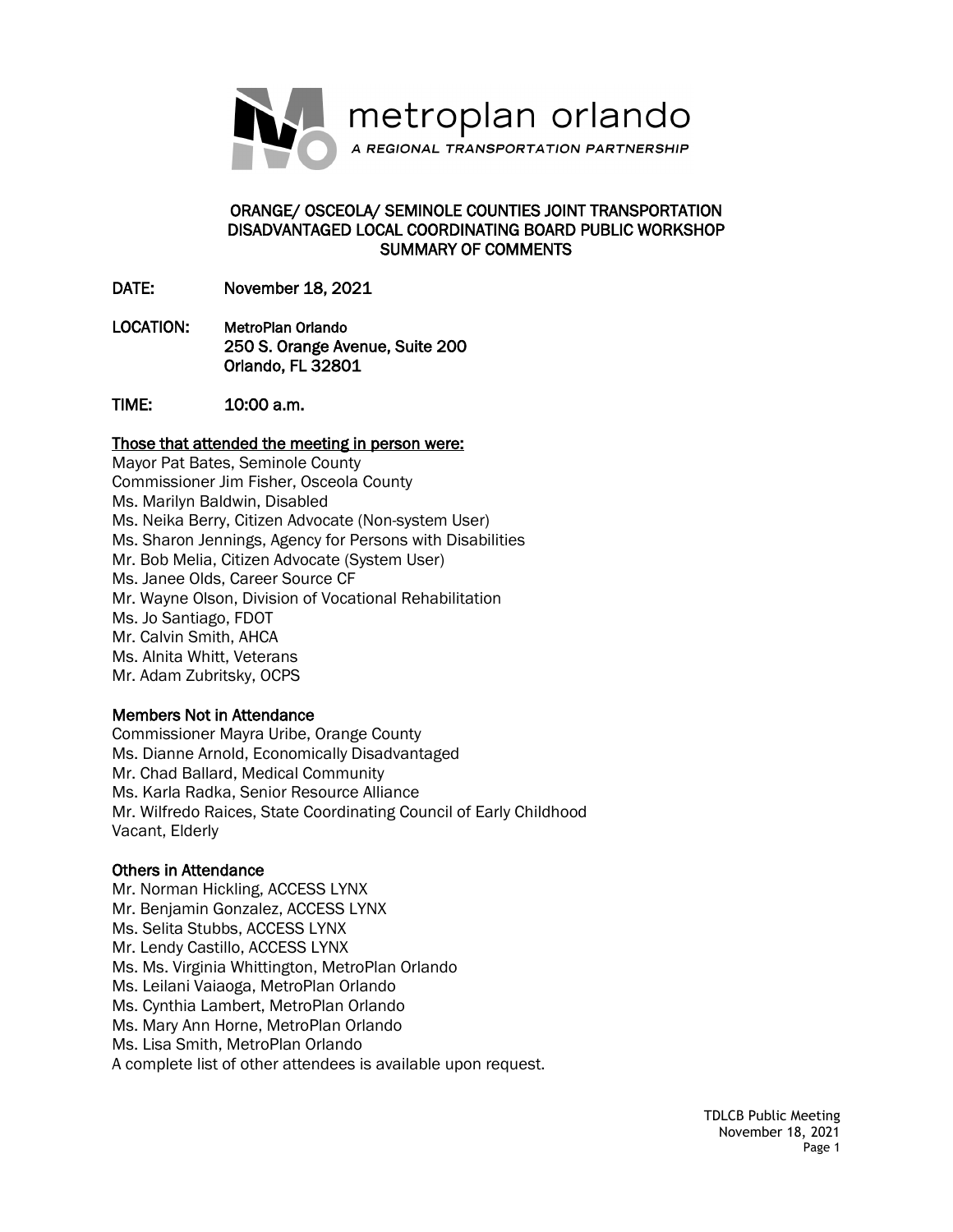metroplan orlando

*A REGIONAL TRANSPORTATION PARTNERSHIP*

# ORANGE/ OSCEOLA/ SEMINOLE COUNTIES JOINT TRANSPORTATION DISADVANTAGED LOCAL COORDINATING BOARD PUBLIC WORKSHOP SUMMARY OF COMMENTS

**DATE:** November 18, 2021

**LOCATION:** MetroPlan Orlando
250 S. Orange Avenue, Suite 200
Orlando, FL 32801

**TIME:** 10:00 a.m.

**Those that attended the meeting in person were:**

Mayor Pat Bates, Seminole County
Commissioner Jim Fisher, Osceola County
Ms. Marilyn Baldwin, Disabled
Ms. Neika Berry, Citizen Advocate (Non-system User)
Ms. Sharon Jennings, Agency for Persons with Disabilities
Mr. Bob Melia, Citizen Advocate (System User)
Ms. Janee Olds, Career Source CF
Mr. Wayne Olson, Division of Vocational Rehabilitation
Ms. Jo Santiago, FDOT
Mr. Calvin Smith, AHCA
Ms. Alnita Whitt, Veterans
Mr. Adam Zubritsky, OCPS

**Members Not in Attendance**

Commissioner Mayra Uribe, Orange County
Ms. Dianne Arnold, Economically Disadvantaged
Mr. Chad Ballard, Medical Community
Ms. Karla Radka, Senior Resource Alliance
Mr. Wilfredo Raices, State Coordinating Council of Early Childhood
Vacant, Elderly

**Others in Attendance**

Mr. Norman Hickling, ACCESS LYNX
Mr. Benjamin Gonzalez, ACCESS LYNX
Ms. Selita Stubbs, ACCESS LYNX
Mr. Lendy Castillo, ACCESS LYNX
Ms. Ms. Virginia Whittington, MetroPlan Orlando
Ms. Leilani Vaiaoga, MetroPlan Orlando
Ms. Cynthia Lambert, MetroPlan Orlando
Ms. Mary Ann Horne, MetroPlan Orlando
Ms. Lisa Smith, MetroPlan Orlando
A complete list of other attendees is available upon request.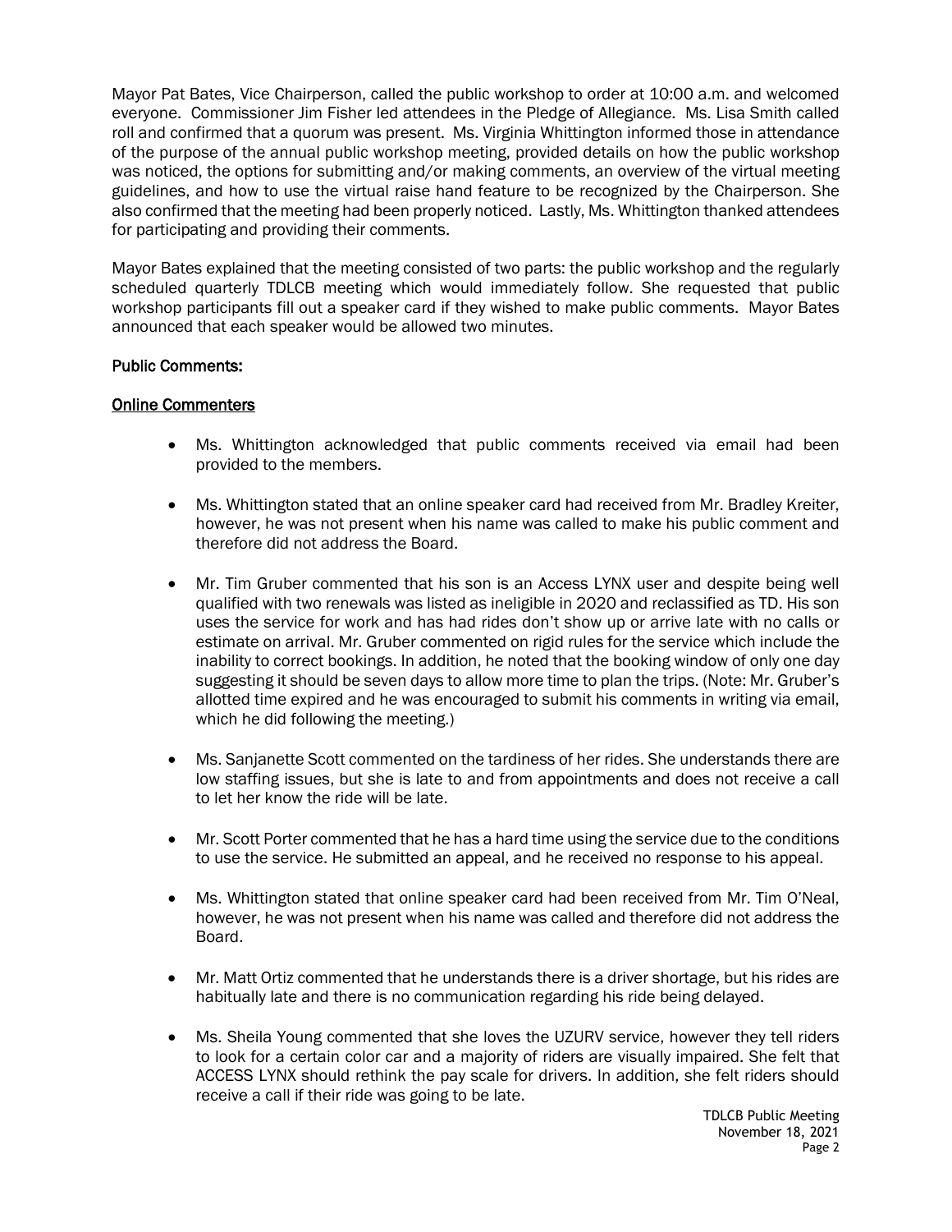Mayor Pat Bates, Vice Chairperson, called the public workshop to order at 10:00 a.m. and welcomed everyone. Commissioner Jim Fisher led attendees in the Pledge of Allegiance. Ms. Lisa Smith called roll and confirmed that a quorum was present. Ms. Virginia Whittington informed those in attendance of the purpose of the annual public workshop meeting, provided details on how the public workshop was noticed, the options for submitting and/or making comments, an overview of the virtual meeting guidelines, and how to use the virtual raise hand feature to be recognized by the Chairperson. She also confirmed that the meeting had been properly noticed. Lastly, Ms. Whittington thanked attendees for participating and providing their comments.

Mayor Bates explained that the meeting consisted of two parts: the public workshop and the regularly scheduled quarterly TDLCB meeting which would immediately follow. She requested that public workshop participants fill out a speaker card if they wished to make public comments. Mayor Bates announced that each speaker would be allowed two minutes.

**Public Comments:**

**Online Commenters**

- Ms. Whittington acknowledged that public comments received via email had been provided to the members.
- Ms. Whittington stated that an online speaker card had received from Mr. Bradley Kreiter, however, he was not present when his name was called to make his public comment and therefore did not address the Board.
- Mr. Tim Gruber commented that his son is an Access LYNX user and despite being well qualified with two renewals was listed as ineligible in 2020 and reclassified as TD. His son uses the service for work and has had rides don't show up or arrive late with no calls or estimate on arrival. Mr. Gruber commented on rigid rules for the service which include the inability to correct bookings. In addition, he noted that the booking window of only one day suggesting it should be seven days to allow more time to plan the trips. (Note: Mr. Gruber's allotted time expired and he was encouraged to submit his comments in writing via email, which he did following the meeting.)
- Ms. Sanjanette Scott commented on the tardiness of her rides. She understands there are low staffing issues, but she is late to and from appointments and does not receive a call to let her know the ride will be late.
- Mr. Scott Porter commented that he has a hard time using the service due to the conditions to use the service. He submitted an appeal, and he received no response to his appeal.
- Ms. Whittington stated that online speaker card had been received from Mr. Tim O'Neal, however, he was not present when his name was called and therefore did not address the Board.
- Mr. Matt Ortiz commented that he understands there is a driver shortage, but his rides are habitually late and there is no communication regarding his ride being delayed.
- Ms. Sheila Young commented that she loves the UZURV service, however they tell riders to look for a certain color car and a majority of riders are visually impaired. She felt that ACCESS LYNX should rethink the pay scale for drivers. In addition, she felt riders should receive a call if their ride was going to be late.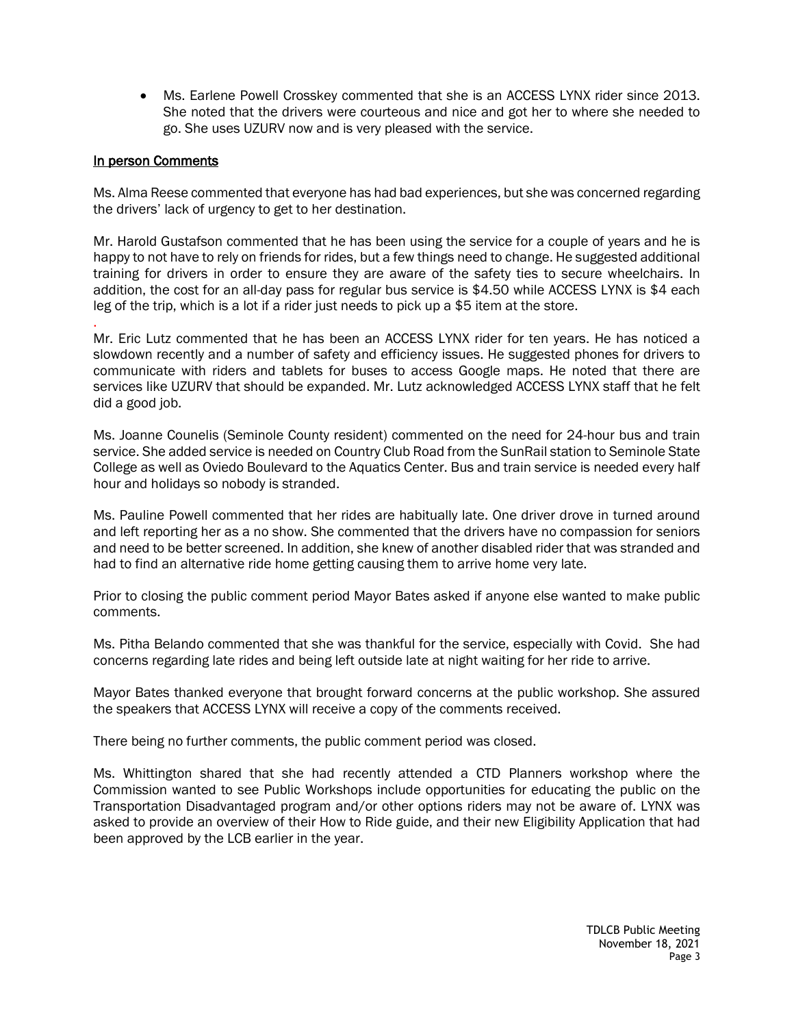- Ms. Earlene Powell Crosskey commented that she is an ACCESS LYNX rider since 2013. She noted that the drivers were courteous and nice and got her to where she needed to go. She uses UZURV now and is very pleased with the service.

## In person Comments

Ms. Alma Reese commented that everyone has had bad experiences, but she was concerned regarding the drivers' lack of urgency to get to her destination.

Mr. Harold Gustafson commented that he has been using the service for a couple of years and he is happy to not have to rely on friends for rides, but a few things need to change. He suggested additional training for drivers in order to ensure they are aware of the safety ties to secure wheelchairs. In addition, the cost for an all-day pass for regular bus service is $4.50 while ACCESS LYNX is $4 each leg of the trip, which is a lot if a rider just needs to pick up a $5 item at the store.

Mr. Eric Lutz commented that he has been an ACCESS LYNX rider for ten years. He has noticed a slowdown recently and a number of safety and efficiency issues. He suggested phones for drivers to communicate with riders and tablets for buses to access Google maps. He noted that there are services like UZURV that should be expanded. Mr. Lutz acknowledged ACCESS LYNX staff that he felt did a good job.

Ms. Joanne Counelis (Seminole County resident) commented on the need for 24-hour bus and train service. She added service is needed on Country Club Road from the SunRail station to Seminole State College as well as Oviedo Boulevard to the Aquatics Center. Bus and train service is needed every half hour and holidays so nobody is stranded.

Ms. Pauline Powell commented that her rides are habitually late. One driver drove in turned around and left reporting her as a no show. She commented that the drivers have no compassion for seniors and need to be better screened. In addition, she knew of another disabled rider that was stranded and had to find an alternative ride home getting causing them to arrive home very late.

Prior to closing the public comment period Mayor Bates asked if anyone else wanted to make public comments.

Ms. Pitha Belando commented that she was thankful for the service, especially with Covid. She had concerns regarding late rides and being left outside late at night waiting for her ride to arrive.

Mayor Bates thanked everyone that brought forward concerns at the public workshop. She assured the speakers that ACCESS LYNX will receive a copy of the comments received.

There being no further comments, the public comment period was closed.

Ms. Whittington shared that she had recently attended a CTD Planners workshop where the Commission wanted to see Public Workshops include opportunities for educating the public on the Transportation Disadvantaged program and/or other options riders may not be aware of. LYNX was asked to provide an overview of their How to Ride guide, and their new Eligibility Application that had been approved by the LCB earlier in the year.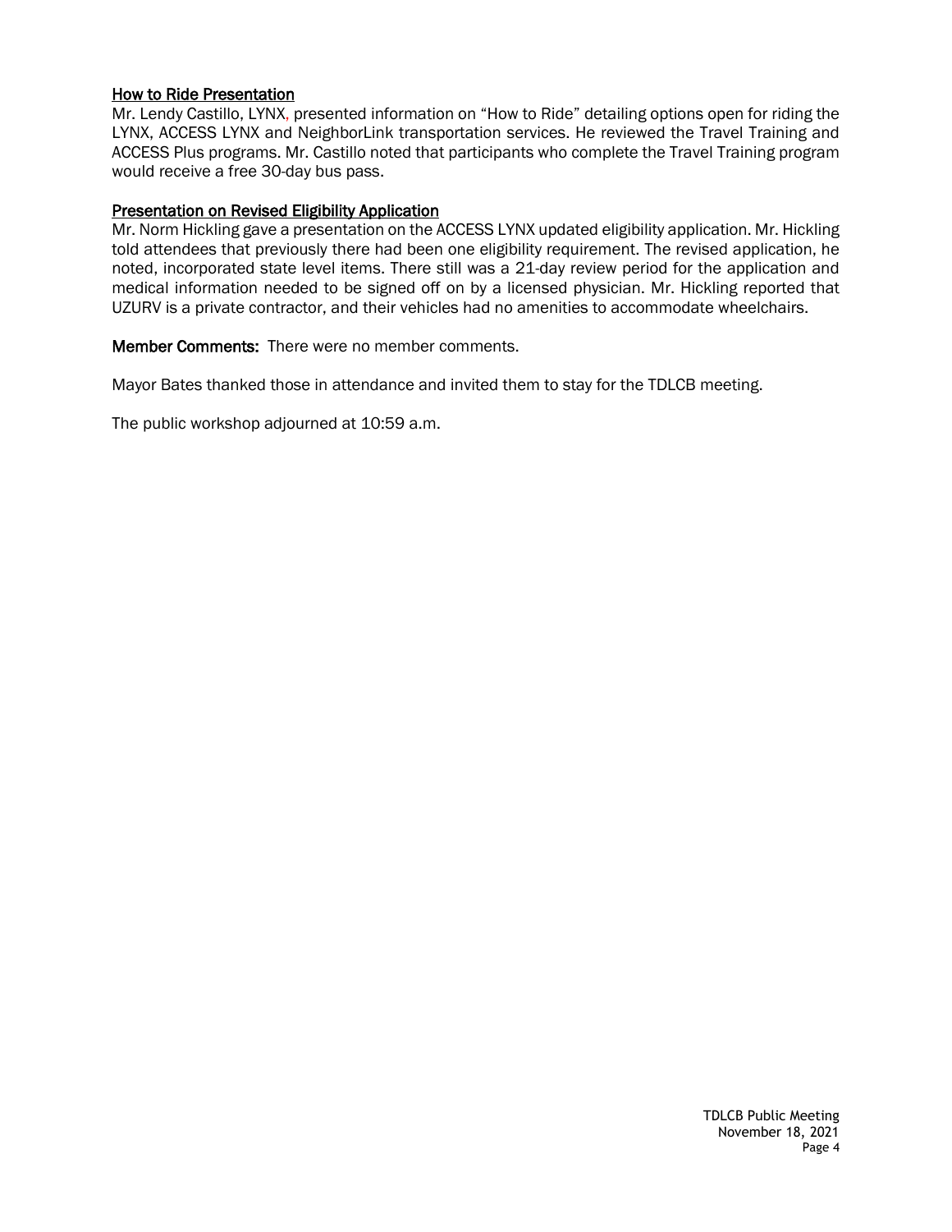## How to Ride Presentation

Mr. Lendy Castillo, LYNX, presented information on "How to Ride" detailing options open for riding the LYNX, ACCESS LYNX and NeighborLink transportation services. He reviewed the Travel Training and ACCESS Plus programs. Mr. Castillo noted that participants who complete the Travel Training program would receive a free 30-day bus pass.

## Presentation on Revised Eligibility Application

Mr. Norm Hickling gave a presentation on the ACCESS LYNX updated eligibility application. Mr. Hickling told attendees that previously there had been one eligibility requirement. The revised application, he noted, incorporated state level items. There still was a 21-day review period for the application and medical information needed to be signed off on by a licensed physician. Mr. Hickling reported that UZURV is a private contractor, and their vehicles had no amenities to accommodate wheelchairs.

**Member Comments:** There were no member comments.

Mayor Bates thanked those in attendance and invited them to stay for the TDLCB meeting.

The public workshop adjourned at 10:59 a.m.